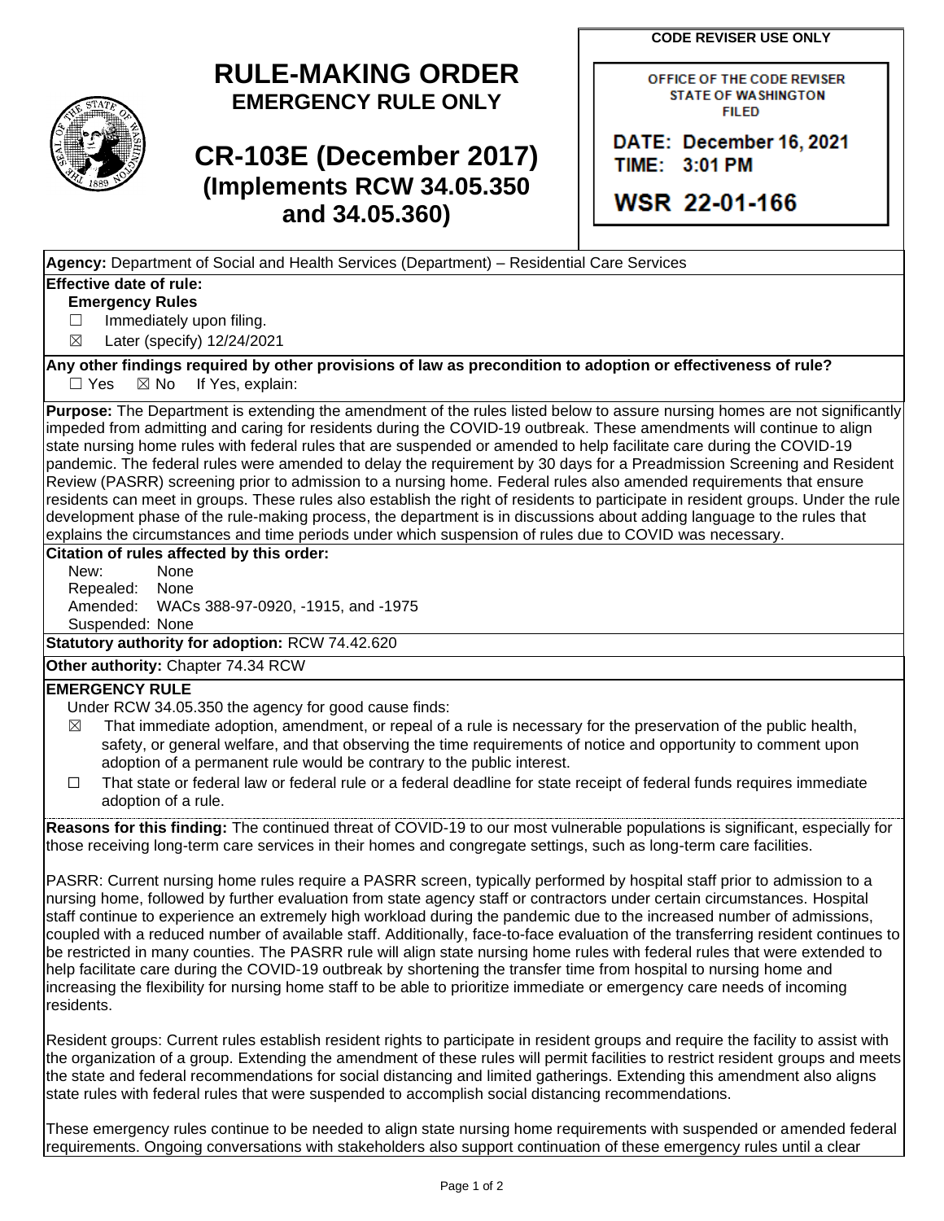# RULE-MAKING ORDER
## EMERGENCY RULE ONLY

# CR-103E (December 2017)
## (Implements RCW 34.05.350 and 34.05.360)

**CODE REVISER USE ONLY**

OFFICE OF THE CODE REVISER
STATE OF WASHINGTON
FILED

DATE: December 16, 2021
TIME: 3:01 PM

WSR 22-01-166

**Agency:** Department of Social and Health Services (Department) – Residential Care Services

**Effective date of rule:**

**Emergency Rules**

☐ Immediately upon filing.

☒ Later (specify) 12/24/2021

**Any other findings required by other provisions of law as precondition to adoption or effectiveness of rule?**

☐ Yes ☒ No If Yes, explain:

**Purpose:** The Department is extending the amendment of the rules listed below to assure nursing homes are not significantly impeded from admitting and caring for residents during the COVID-19 outbreak. These amendments will continue to align state nursing home rules with federal rules that are suspended or amended to help facilitate care during the COVID-19 pandemic. The federal rules were amended to delay the requirement by 30 days for a Preadmission Screening and Resident Review (PASRR) screening prior to admission to a nursing home. Federal rules also amended requirements that ensure residents can meet in groups. These rules also establish the right of residents to participate in resident groups. Under the rule development phase of the rule-making process, the department is in discussions about adding language to the rules that explains the circumstances and time periods under which suspension of rules due to COVID was necessary.

**Citation of rules affected by this order:**

New: None
Repealed: None
Amended: WACs 388-97-0920, -1915, and -1975
Suspended: None

**Statutory authority for adoption:** RCW 74.42.620

**Other authority:** Chapter 74.34 RCW

**EMERGENCY RULE**

Under RCW 34.05.350 the agency for good cause finds:

☒ That immediate adoption, amendment, or repeal of a rule is necessary for the preservation of the public health, safety, or general welfare, and that observing the time requirements of notice and opportunity to comment upon adoption of a permanent rule would be contrary to the public interest.

☐ That state or federal law or federal rule or a federal deadline for state receipt of federal funds requires immediate adoption of a rule.

**Reasons for this finding:** The continued threat of COVID-19 to our most vulnerable populations is significant, especially for those receiving long-term care services in their homes and congregate settings, such as long-term care facilities.

PASRR: Current nursing home rules require a PASRR screen, typically performed by hospital staff prior to admission to a nursing home, followed by further evaluation from state agency staff or contractors under certain circumstances. Hospital staff continue to experience an extremely high workload during the pandemic due to the increased number of admissions, coupled with a reduced number of available staff. Additionally, face-to-face evaluation of the transferring resident continues to be restricted in many counties. The PASRR rule will align state nursing home rules with federal rules that were extended to help facilitate care during the COVID-19 outbreak by shortening the transfer time from hospital to nursing home and increasing the flexibility for nursing home staff to be able to prioritize immediate or emergency care needs of incoming residents.

Resident groups: Current rules establish resident rights to participate in resident groups and require the facility to assist with the organization of a group. Extending the amendment of these rules will permit facilities to restrict resident groups and meets the state and federal recommendations for social distancing and limited gatherings. Extending this amendment also aligns state rules with federal rules that were suspended to accomplish social distancing recommendations.

These emergency rules continue to be needed to align state nursing home requirements with suspended or amended federal requirements. Ongoing conversations with stakeholders also support continuation of these emergency rules until a clear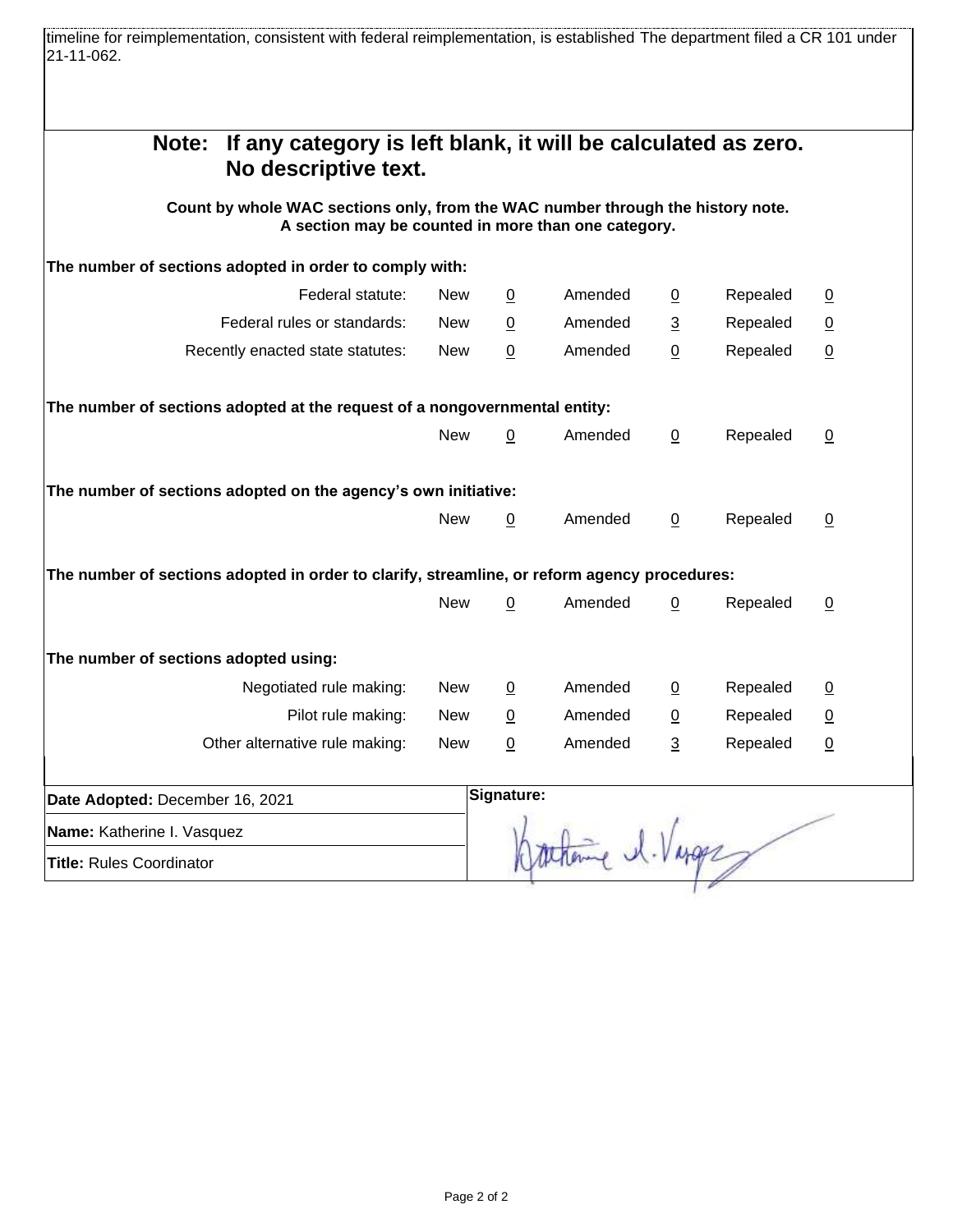timeline for reimplementation, consistent with federal reimplementation, is established The department filed a CR 101 under 21-11-062.

**Note: If any category is left blank, it will be calculated as zero. No descriptive text.**

**Count by whole WAC sections only, from the WAC number through the history note. A section may be counted in more than one category.**

**The number of sections adopted in order to comply with:**

| | | | | | | |
|---|---|---|---|---|---|---|
| Federal statute: | New | 0 | Amended | 0 | Repealed | 0 |
| Federal rules or standards: | New | 0 | Amended | 3 | Repealed | 0 |
| Recently enacted state statutes: | New | 0 | Amended | 0 | Repealed | 0 |

**The number of sections adopted at the request of a nongovernmental entity:**

| | | | | | |
|---|---|---|---|---|---|
| New | 0 | Amended | 0 | Repealed | 0 |

**The number of sections adopted on the agency's own initiative:**

| | | | | | |
|---|---|---|---|---|---|
| New | 0 | Amended | 0 | Repealed | 0 |

**The number of sections adopted in order to clarify, streamline, or reform agency procedures:**

| | | | | | |
|---|---|---|---|---|---|
| New | 0 | Amended | 0 | Repealed | 0 |

**The number of sections adopted using:**

| | | | | | | |
|---|---|---|---|---|---|---|
| Negotiated rule making: | New | 0 | Amended | 0 | Repealed | 0 |
| Pilot rule making: | New | 0 | Amended | 0 | Repealed | 0 |
| Other alternative rule making: | New | 0 | Amended | 3 | Repealed | 0 |

| | |
|---|---|
| **Date Adopted:** December 16, 2021 | **Signature:** |
| **Name:** Katherine I. Vasquez | Katherine I. Vasquez |
| **Title:** Rules Coordinator | |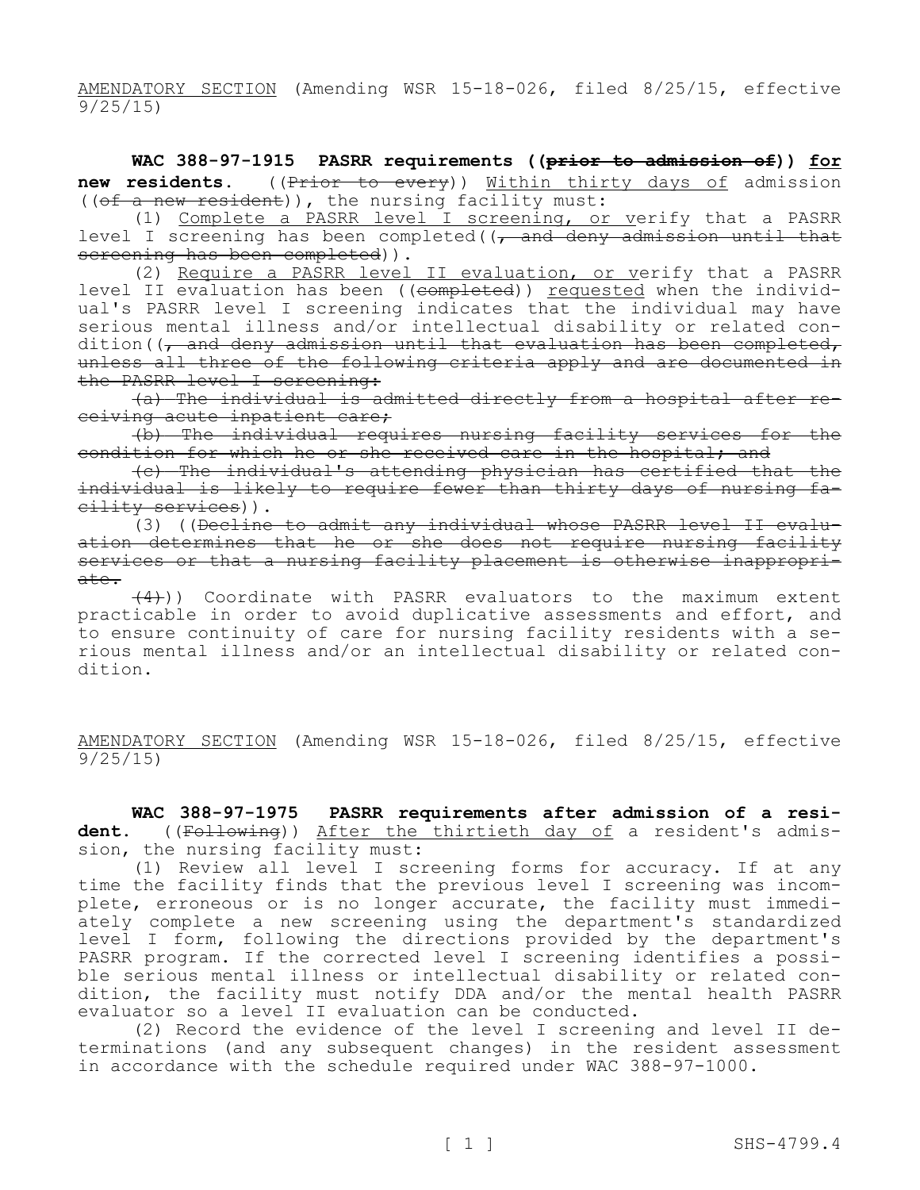<u>AMENDATORY SECTION</u> (Amending WSR 15-18-026, filed 8/25/15, effective 9/25/15)

**WAC 388-97-1915 PASRR requirements ((~~prior to admission of~~)) <u>for</u> new residents.** ((~~Prior to every~~)) <u>Within thirty days of</u> admission ((~~of a new resident~~)), the nursing facility must:

(1) <u>Complete a PASRR level I screening, or v</u>erify that a PASRR level I screening has been completed((~~, and deny admission until that screening has been completed~~)).

(2) <u>Require a PASRR level II evaluation, or v</u>erify that a PASRR level II evaluation has been ((~~completed~~)) <u>requested</u> when the individual's PASRR level I screening indicates that the individual may have serious mental illness and/or intellectual disability or related condition((~~, and deny admission until that evaluation has been completed, unless all three of the following criteria apply and are documented in the PASRR level I screening:~~

~~(a) The individual is admitted directly from a hospital after receiving acute inpatient care;~~

~~(b) The individual requires nursing facility services for the condition for which he or she received care in the hospital; and~~

~~(c) The individual's attending physician has certified that the individual is likely to require fewer than thirty days of nursing facility services~~)).

(3) ((~~Decline to admit any individual whose PASRR level II evaluation determines that he or she does not require nursing facility services or that a nursing facility placement is otherwise inappropriate.~~

~~(4)~~)) Coordinate with PASRR evaluators to the maximum extent practicable in order to avoid duplicative assessments and effort, and to ensure continuity of care for nursing facility residents with a serious mental illness and/or an intellectual disability or related condition.

<u>AMENDATORY SECTION</u> (Amending WSR 15-18-026, filed 8/25/15, effective 9/25/15)

**WAC 388-97-1975 PASRR requirements after admission of a resident.** ((~~Following~~)) <u>After the thirtieth day of</u> a resident's admission, the nursing facility must:

(1) Review all level I screening forms for accuracy. If at any time the facility finds that the previous level I screening was incomplete, erroneous or is no longer accurate, the facility must immediately complete a new screening using the department's standardized level I form, following the directions provided by the department's PASRR program. If the corrected level I screening identifies a possible serious mental illness or intellectual disability or related condition, the facility must notify DDA and/or the mental health PASRR evaluator so a level II evaluation can be conducted.

(2) Record the evidence of the level I screening and level II determinations (and any subsequent changes) in the resident assessment in accordance with the schedule required under WAC 388-97-1000.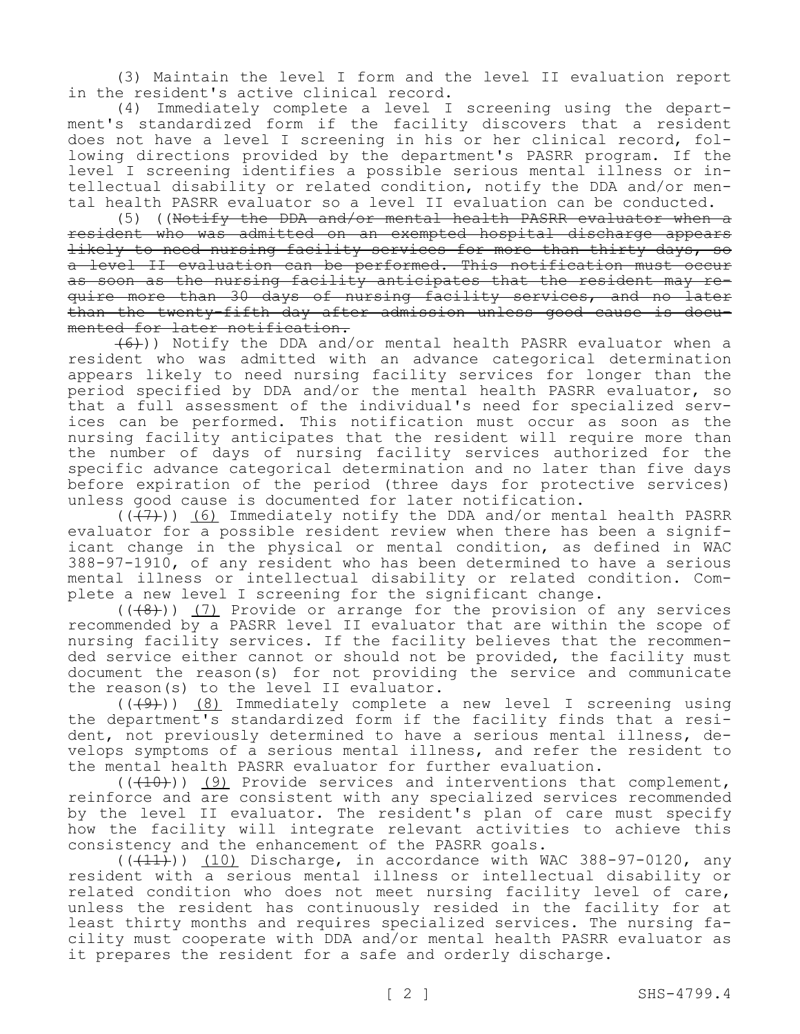(3) Maintain the level I form and the level II evaluation report in the resident's active clinical record.

(4) Immediately complete a level I screening using the department's standardized form if the facility discovers that a resident does not have a level I screening in his or her clinical record, following directions provided by the department's PASRR program. If the level I screening identifies a possible serious mental illness or intellectual disability or related condition, notify the DDA and/or mental health PASRR evaluator so a level II evaluation can be conducted.

(5) ((~~Notify the DDA and/or mental health PASRR evaluator when a resident who was admitted on an exempted hospital discharge appears likely to need nursing facility services for more than thirty days, so a level II evaluation can be performed. This notification must occur as soon as the nursing facility anticipates that the resident may require more than 30 days of nursing facility services, and no later than the twenty-fifth day after admission unless good cause is documented for later notification.~~

~~(6)~~)) Notify the DDA and/or mental health PASRR evaluator when a resident who was admitted with an advance categorical determination appears likely to need nursing facility services for longer than the period specified by DDA and/or the mental health PASRR evaluator, so that a full assessment of the individual's need for specialized services can be performed. This notification must occur as soon as the nursing facility anticipates that the resident will require more than the number of days of nursing facility services authorized for the specific advance categorical determination and no later than five days before expiration of the period (three days for protective services) unless good cause is documented for later notification.

((~~(7)~~)) <u>(6)</u> Immediately notify the DDA and/or mental health PASRR evaluator for a possible resident review when there has been a significant change in the physical or mental condition, as defined in WAC 388-97-1910, of any resident who has been determined to have a serious mental illness or intellectual disability or related condition. Complete a new level I screening for the significant change.

((~~(8)~~)) <u>(7)</u> Provide or arrange for the provision of any services recommended by a PASRR level II evaluator that are within the scope of nursing facility services. If the facility believes that the recommended service either cannot or should not be provided, the facility must document the reason(s) for not providing the service and communicate the reason(s) to the level II evaluator.

((~~(9)~~)) <u>(8)</u> Immediately complete a new level I screening using the department's standardized form if the facility finds that a resident, not previously determined to have a serious mental illness, develops symptoms of a serious mental illness, and refer the resident to the mental health PASRR evaluator for further evaluation.

((~~(10)~~)) <u>(9)</u> Provide services and interventions that complement, reinforce and are consistent with any specialized services recommended by the level II evaluator. The resident's plan of care must specify how the facility will integrate relevant activities to achieve this consistency and the enhancement of the PASRR goals.

((~~(11)~~)) <u>(10)</u> Discharge, in accordance with WAC 388-97-0120, any resident with a serious mental illness or intellectual disability or related condition who does not meet nursing facility level of care, unless the resident has continuously resided in the facility for at least thirty months and requires specialized services. The nursing facility must cooperate with DDA and/or mental health PASRR evaluator as it prepares the resident for a safe and orderly discharge.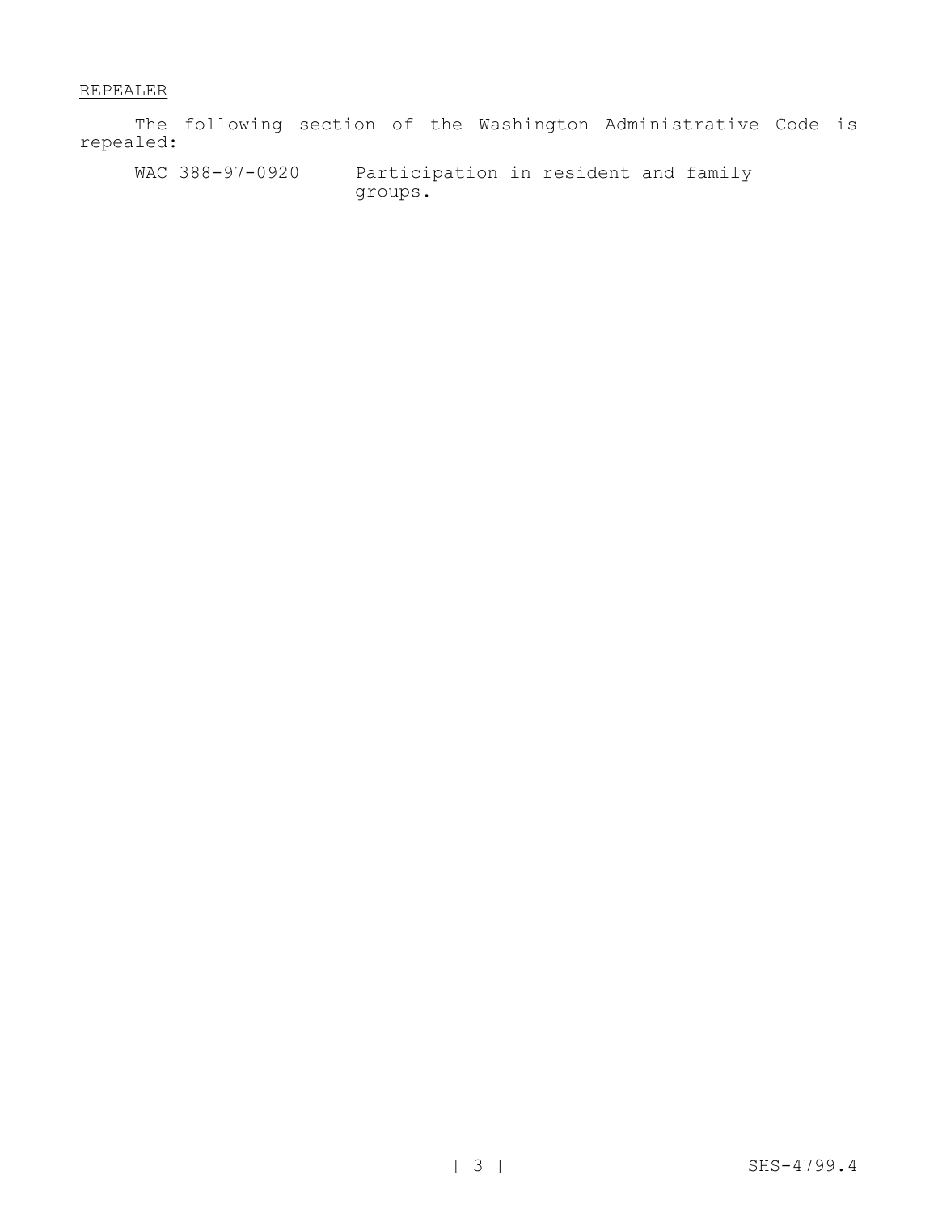REPEALER

The following section of the Washington Administrative Code is repealed:

WAC 388-97-0920 Participation in resident and family groups.